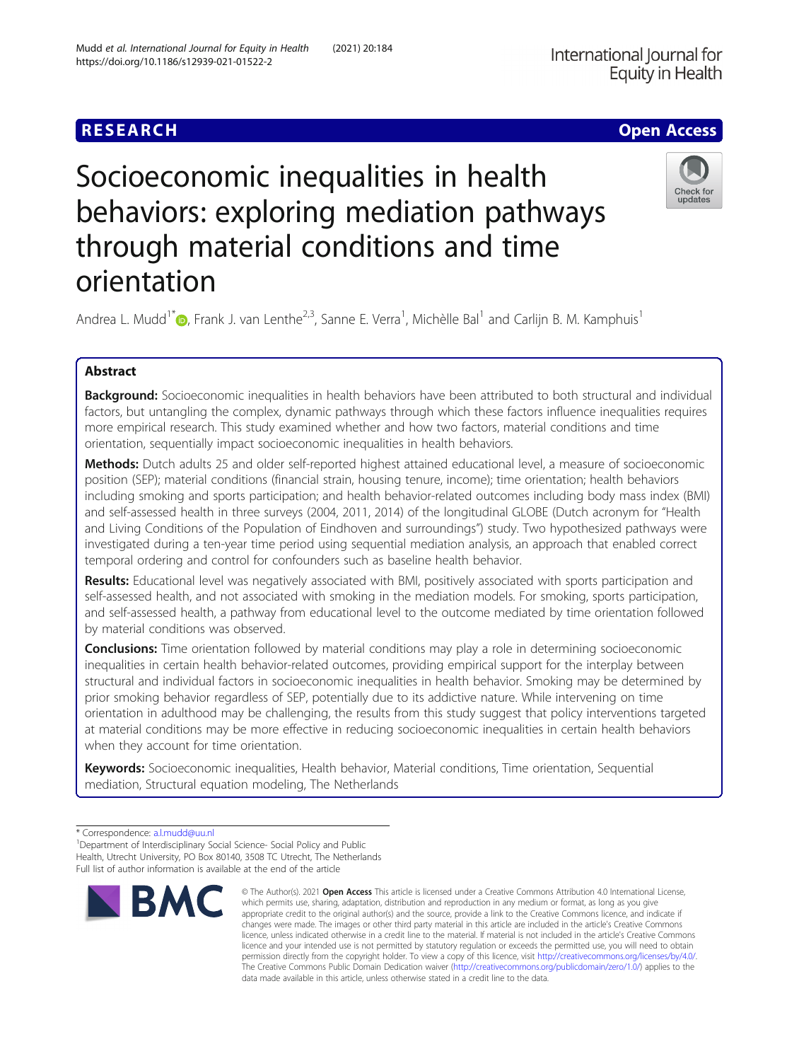RESEARCH

Open Access

# Socioeconomic inequalities in health behaviors: exploring mediation pathways through material conditions and time orientation

Andrea L. Mudd[1*], Frank J. van Lenthe[2,3], Sanne E. Verra[1], Michèlle Bal[1] and Carlijn B. M. Kamphuis[1]

## Abstract

**Background:** Socioeconomic inequalities in health behaviors have been attributed to both structural and individual factors, but untangling the complex, dynamic pathways through which these factors influence inequalities requires more empirical research. This study examined whether and how two factors, material conditions and time orientation, sequentially impact socioeconomic inequalities in health behaviors.

**Methods:** Dutch adults 25 and older self-reported highest attained educational level, a measure of socioeconomic position (SEP); material conditions (financial strain, housing tenure, income); time orientation; health behaviors including smoking and sports participation; and health behavior-related outcomes including body mass index (BMI) and self-assessed health in three surveys (2004, 2011, 2014) of the longitudinal GLOBE (Dutch acronym for "Health and Living Conditions of the Population of Eindhoven and surroundings") study. Two hypothesized pathways were investigated during a ten-year time period using sequential mediation analysis, an approach that enabled correct temporal ordering and control for confounders such as baseline health behavior.

**Results:** Educational level was negatively associated with BMI, positively associated with sports participation and self-assessed health, and not associated with smoking in the mediation models. For smoking, sports participation, and self-assessed health, a pathway from educational level to the outcome mediated by time orientation followed by material conditions was observed.

**Conclusions:** Time orientation followed by material conditions may play a role in determining socioeconomic inequalities in certain health behavior-related outcomes, providing empirical support for the interplay between structural and individual factors in socioeconomic inequalities in health behavior. Smoking may be determined by prior smoking behavior regardless of SEP, potentially due to its addictive nature. While intervening on time orientation in adulthood may be challenging, the results from this study suggest that policy interventions targeted at material conditions may be more effective in reducing socioeconomic inequalities in certain health behaviors when they account for time orientation.

**Keywords:** Socioeconomic inequalities, Health behavior, Material conditions, Time orientation, Sequential mediation, Structural equation modeling, The Netherlands

\* Correspondence: a.l.mudd@uu.nl

[1]Department of Interdisciplinary Social Science- Social Policy and Public Health, Utrecht University, PO Box 80140, 3508 TC Utrecht, The Netherlands

Full list of author information is available at the end of the article

© The Author(s). 2021 **Open Access** This article is licensed under a Creative Commons Attribution 4.0 International License, which permits use, sharing, adaptation, distribution and reproduction in any medium or format, as long as you give appropriate credit to the original author(s) and the source, provide a link to the Creative Commons licence, and indicate if changes were made. The images or other third party material in this article are included in the article's Creative Commons licence, unless indicated otherwise in a credit line to the material. If material is not included in the article's Creative Commons licence and your intended use is not permitted by statutory regulation or exceeds the permitted use, you will need to obtain permission directly from the copyright holder. To view a copy of this licence, visit http://creativecommons.org/licenses/by/4.0/. The Creative Commons Public Domain Dedication waiver (http://creativecommons.org/publicdomain/zero/1.0/) applies to the data made available in this article, unless otherwise stated in a credit line to the data.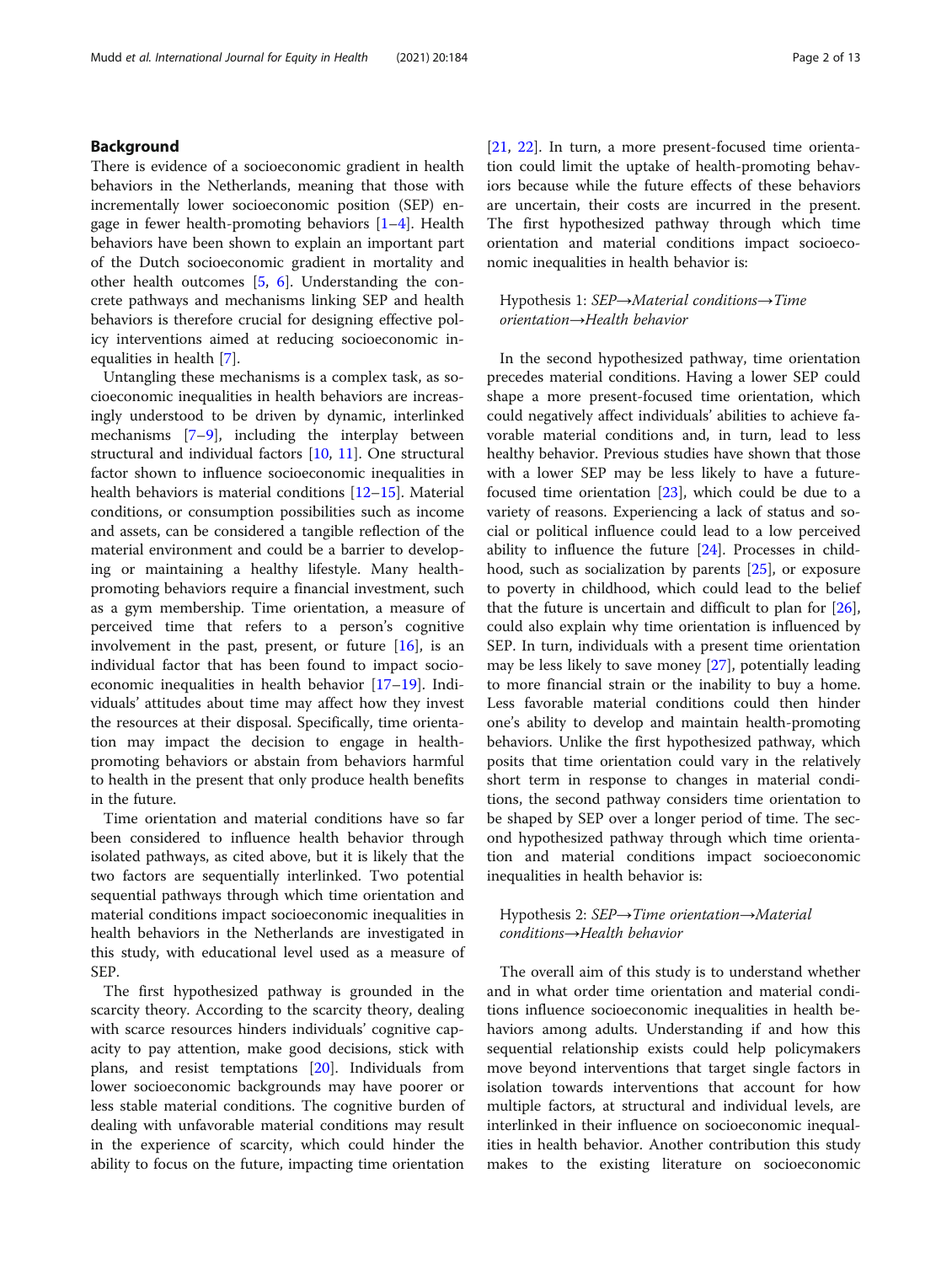## Background

There is evidence of a socioeconomic gradient in health behaviors in the Netherlands, meaning that those with incrementally lower socioeconomic position (SEP) engage in fewer health-promoting behaviors [1–4]. Health behaviors have been shown to explain an important part of the Dutch socioeconomic gradient in mortality and other health outcomes [5, 6]. Understanding the concrete pathways and mechanisms linking SEP and health behaviors is therefore crucial for designing effective policy interventions aimed at reducing socioeconomic inequalities in health [7].

Untangling these mechanisms is a complex task, as socioeconomic inequalities in health behaviors are increasingly understood to be driven by dynamic, interlinked mechanisms [7–9], including the interplay between structural and individual factors [10, 11]. One structural factor shown to influence socioeconomic inequalities in health behaviors is material conditions [12–15]. Material conditions, or consumption possibilities such as income and assets, can be considered a tangible reflection of the material environment and could be a barrier to developing or maintaining a healthy lifestyle. Many health-promoting behaviors require a financial investment, such as a gym membership. Time orientation, a measure of perceived time that refers to a person's cognitive involvement in the past, present, or future [16], is an individual factor that has been found to impact socioeconomic inequalities in health behavior [17–19]. Individuals' attitudes about time may affect how they invest the resources at their disposal. Specifically, time orientation may impact the decision to engage in health-promoting behaviors or abstain from behaviors harmful to health in the present that only produce health benefits in the future.

Time orientation and material conditions have so far been considered to influence health behavior through isolated pathways, as cited above, but it is likely that the two factors are sequentially interlinked. Two potential sequential pathways through which time orientation and material conditions impact socioeconomic inequalities in health behaviors in the Netherlands are investigated in this study, with educational level used as a measure of SEP.

The first hypothesized pathway is grounded in the scarcity theory. According to the scarcity theory, dealing with scarce resources hinders individuals' cognitive capacity to pay attention, make good decisions, stick with plans, and resist temptations [20]. Individuals from lower socioeconomic backgrounds may have poorer or less stable material conditions. The cognitive burden of dealing with unfavorable material conditions may result in the experience of scarcity, which could hinder the ability to focus on the future, impacting time orientation [21, 22]. In turn, a more present-focused time orientation could limit the uptake of health-promoting behaviors because while the future effects of these behaviors are uncertain, their costs are incurred in the present. The first hypothesized pathway through which time orientation and material conditions impact socioeconomic inequalities in health behavior is:

> Hypothesis 1: *SEP→Material conditions→Time orientation→Health behavior*

In the second hypothesized pathway, time orientation precedes material conditions. Having a lower SEP could shape a more present-focused time orientation, which could negatively affect individuals' abilities to achieve favorable material conditions and, in turn, lead to less healthy behavior. Previous studies have shown that those with a lower SEP may be less likely to have a future-focused time orientation [23], which could be due to a variety of reasons. Experiencing a lack of status and social or political influence could lead to a low perceived ability to influence the future [24]. Processes in childhood, such as socialization by parents [25], or exposure to poverty in childhood, which could lead to the belief that the future is uncertain and difficult to plan for [26], could also explain why time orientation is influenced by SEP. In turn, individuals with a present time orientation may be less likely to save money [27], potentially leading to more financial strain or the inability to buy a home. Less favorable material conditions could then hinder one's ability to develop and maintain health-promoting behaviors. Unlike the first hypothesized pathway, which posits that time orientation could vary in the relatively short term in response to changes in material conditions, the second pathway considers time orientation to be shaped by SEP over a longer period of time. The second hypothesized pathway through which time orientation and material conditions impact socioeconomic inequalities in health behavior is:

> Hypothesis 2: *SEP→Time orientation→Material conditions→Health behavior*

The overall aim of this study is to understand whether and in what order time orientation and material conditions influence socioeconomic inequalities in health behaviors among adults. Understanding if and how this sequential relationship exists could help policymakers move beyond interventions that target single factors in isolation towards interventions that account for how multiple factors, at structural and individual levels, are interlinked in their influence on socioeconomic inequalities in health behavior. Another contribution this study makes to the existing literature on socioeconomic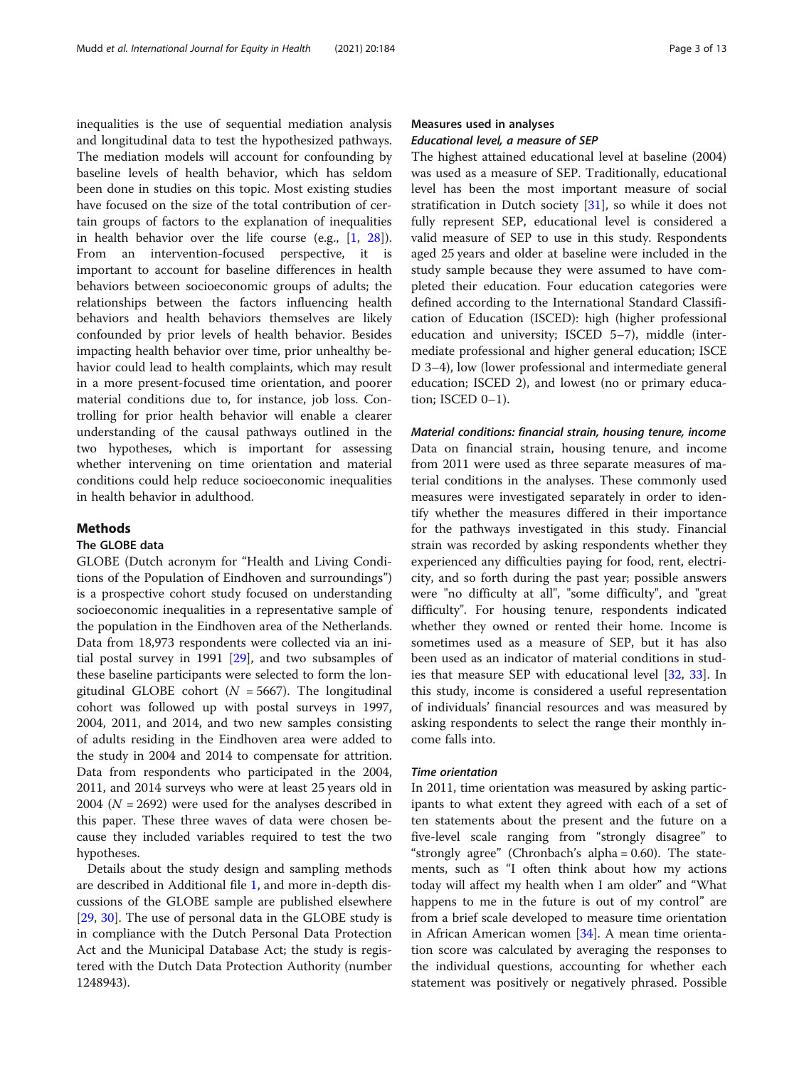inequalities is the use of sequential mediation analysis and longitudinal data to test the hypothesized pathways. The mediation models will account for confounding by baseline levels of health behavior, which has seldom been done in studies on this topic. Most existing studies have focused on the size of the total contribution of certain groups of factors to the explanation of inequalities in health behavior over the life course (e.g., [1, 28]). From an intervention-focused perspective, it is important to account for baseline differences in health behaviors between socioeconomic groups of adults; the relationships between the factors influencing health behaviors and health behaviors themselves are likely confounded by prior levels of health behavior. Besides impacting health behavior over time, prior unhealthy behavior could lead to health complaints, which may result in a more present-focused time orientation, and poorer material conditions due to, for instance, job loss. Controlling for prior health behavior will enable a clearer understanding of the causal pathways outlined in the two hypotheses, which is important for assessing whether intervening on time orientation and material conditions could help reduce socioeconomic inequalities in health behavior in adulthood.

## Methods

### The GLOBE data

GLOBE (Dutch acronym for "Health and Living Conditions of the Population of Eindhoven and surroundings") is a prospective cohort study focused on understanding socioeconomic inequalities in a representative sample of the population in the Eindhoven area of the Netherlands. Data from 18,973 respondents were collected via an initial postal survey in 1991 [29], and two subsamples of these baseline participants were selected to form the longitudinal GLOBE cohort ($N = 5667$). The longitudinal cohort was followed up with postal surveys in 1997, 2004, 2011, and 2014, and two new samples consisting of adults residing in the Eindhoven area were added to the study in 2004 and 2014 to compensate for attrition. Data from respondents who participated in the 2004, 2011, and 2014 surveys who were at least 25 years old in 2004 ($N = 2692$) were used for the analyses described in this paper. These three waves of data were chosen because they included variables required to test the two hypotheses.

Details about the study design and sampling methods are described in Additional file 1, and more in-depth discussions of the GLOBE sample are published elsewhere [29, 30]. The use of personal data in the GLOBE study is in compliance with the Dutch Personal Data Protection Act and the Municipal Database Act; the study is registered with the Dutch Data Protection Authority (number 1248943).

### Measures used in analyses

#### *Educational level, a measure of SEP*

The highest attained educational level at baseline (2004) was used as a measure of SEP. Traditionally, educational level has been the most important measure of social stratification in Dutch society [31], so while it does not fully represent SEP, educational level is considered a valid measure of SEP to use in this study. Respondents aged 25 years and older at baseline were included in the study sample because they were assumed to have completed their education. Four education categories were defined according to the International Standard Classification of Education (ISCED): high (higher professional education and university; ISCED 5–7), middle (intermediate professional and higher general education; ISCED 3–4), low (lower professional and intermediate general education; ISCED 2), and lowest (no or primary education; ISCED 0–1).

#### *Material conditions: financial strain, housing tenure, income*

Data on financial strain, housing tenure, and income from 2011 were used as three separate measures of material conditions in the analyses. These commonly used measures were investigated separately in order to identify whether the measures differed in their importance for the pathways investigated in this study. Financial strain was recorded by asking respondents whether they experienced any difficulties paying for food, rent, electricity, and so forth during the past year; possible answers were "no difficulty at all", "some difficulty", and "great difficulty". For housing tenure, respondents indicated whether they owned or rented their home. Income is sometimes used as a measure of SEP, but it has also been used as an indicator of material conditions in studies that measure SEP with educational level [32, 33]. In this study, income is considered a useful representation of individuals' financial resources and was measured by asking respondents to select the range their monthly income falls into.

#### *Time orientation*

In 2011, time orientation was measured by asking participants to what extent they agreed with each of a set of ten statements about the present and the future on a five-level scale ranging from "strongly disagree" to "strongly agree" (Chronbach's alpha = 0.60). The statements, such as "I often think about how my actions today will affect my health when I am older" and "What happens to me in the future is out of my control" are from a brief scale developed to measure time orientation in African American women [34]. A mean time orientation score was calculated by averaging the responses to the individual questions, accounting for whether each statement was positively or negatively phrased. Possible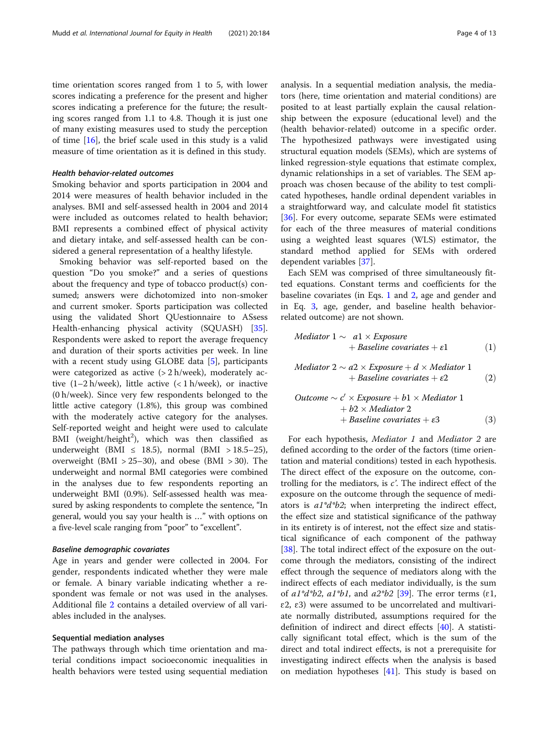time orientation scores ranged from 1 to 5, with lower scores indicating a preference for the present and higher scores indicating a preference for the future; the resulting scores ranged from 1.1 to 4.8. Though it is just one of many existing measures used to study the perception of time [16], the brief scale used in this study is a valid measure of time orientation as it is defined in this study.

#### Health behavior-related outcomes

Smoking behavior and sports participation in 2004 and 2014 were measures of health behavior included in the analyses. BMI and self-assessed health in 2004 and 2014 were included as outcomes related to health behavior; BMI represents a combined effect of physical activity and dietary intake, and self-assessed health can be considered a general representation of a healthy lifestyle.

Smoking behavior was self-reported based on the question "Do you smoke?" and a series of questions about the frequency and type of tobacco product(s) consumed; answers were dichotomized into non-smoker and current smoker. Sports participation was collected using the validated Short QUestionnaire to ASsess Health-enhancing physical activity (SQUASH) [35]. Respondents were asked to report the average frequency and duration of their sports activities per week. In line with a recent study using GLOBE data [5], participants were categorized as active (> 2 h/week), moderately active (1–2 h/week), little active (< 1 h/week), or inactive (0 h/week). Since very few respondents belonged to the little active category (1.8%), this group was combined with the moderately active category for the analyses. Self-reported weight and height were used to calculate BMI (weight/height$^2$), which was then classified as underweight (BMI ≤ 18.5), normal (BMI > 18.5–25), overweight (BMI > 25–30), and obese (BMI > 30). The underweight and normal BMI categories were combined in the analyses due to few respondents reporting an underweight BMI (0.9%). Self-assessed health was measured by asking respondents to complete the sentence, "In general, would you say your health is …" with options on a five-level scale ranging from "poor" to "excellent".

#### Baseline demographic covariates

Age in years and gender were collected in 2004. For gender, respondents indicated whether they were male or female. A binary variable indicating whether a respondent was female or not was used in the analyses. Additional file 2 contains a detailed overview of all variables included in the analyses.

### Sequential mediation analyses

The pathways through which time orientation and material conditions impact socioeconomic inequalities in health behaviors were tested using sequential mediation analysis. In a sequential mediation analysis, the mediators (here, time orientation and material conditions) are posited to at least partially explain the causal relationship between the exposure (educational level) and the (health behavior-related) outcome in a specific order. The hypothesized pathways were investigated using structural equation models (SEMs), which are systems of linked regression-style equations that estimate complex, dynamic relationships in a set of variables. The SEM approach was chosen because of the ability to test complicated hypotheses, handle ordinal dependent variables in a straightforward way, and calculate model fit statistics [36]. For every outcome, separate SEMs were estimated for each of the three measures of material conditions using a weighted least squares (WLS) estimator, the standard method applied for SEMs with ordered dependent variables [37].

Each SEM was comprised of three simultaneously fitted equations. Constant terms and coefficients for the baseline covariates (in Eqs. 1 and 2, age and gender and in Eq. 3, age, gender, and baseline health behavior-related outcome) are not shown.

$$\textit{Mediator 1} \sim a1 \times \textit{Exposure} + \textit{Baseline covariates} + \varepsilon 1 \tag{1}$$

$$\textit{Mediator 2} \sim a2 \times \textit{Exposure} + d \times \textit{Mediator 1} + \textit{Baseline covariates} + \varepsilon 2 \tag{2}$$

$$\textit{Outcome} \sim c' \times \textit{Exposure} + b1 \times \textit{Mediator 1} + b2 \times \textit{Mediator 2} + \textit{Baseline covariates} + \varepsilon 3 \tag{3}$$

For each hypothesis, *Mediator 1* and *Mediator 2* are defined according to the order of the factors (time orientation and material conditions) tested in each hypothesis. The direct effect of the exposure on the outcome, controlling for the mediators, is $c'$. The indirect effect of the exposure on the outcome through the sequence of mediators is $a1*d*b2$; when interpreting the indirect effect, the effect size and statistical significance of the pathway in its entirety is of interest, not the effect size and statistical significance of each component of the pathway [38]. The total indirect effect of the exposure on the outcome through the mediators, consisting of the indirect effect through the sequence of mediators along with the indirect effects of each mediator individually, is the sum of $a1*d*b2$, $a1*b1$, and $a2*b2$ [39]. The error terms (ε1, ε2, ε3) were assumed to be uncorrelated and multivariate normally distributed, assumptions required for the definition of indirect and direct effects [40]. A statistically significant total effect, which is the sum of the direct and total indirect effects, is not a prerequisite for investigating indirect effects when the analysis is based on mediation hypotheses [41]. This study is based on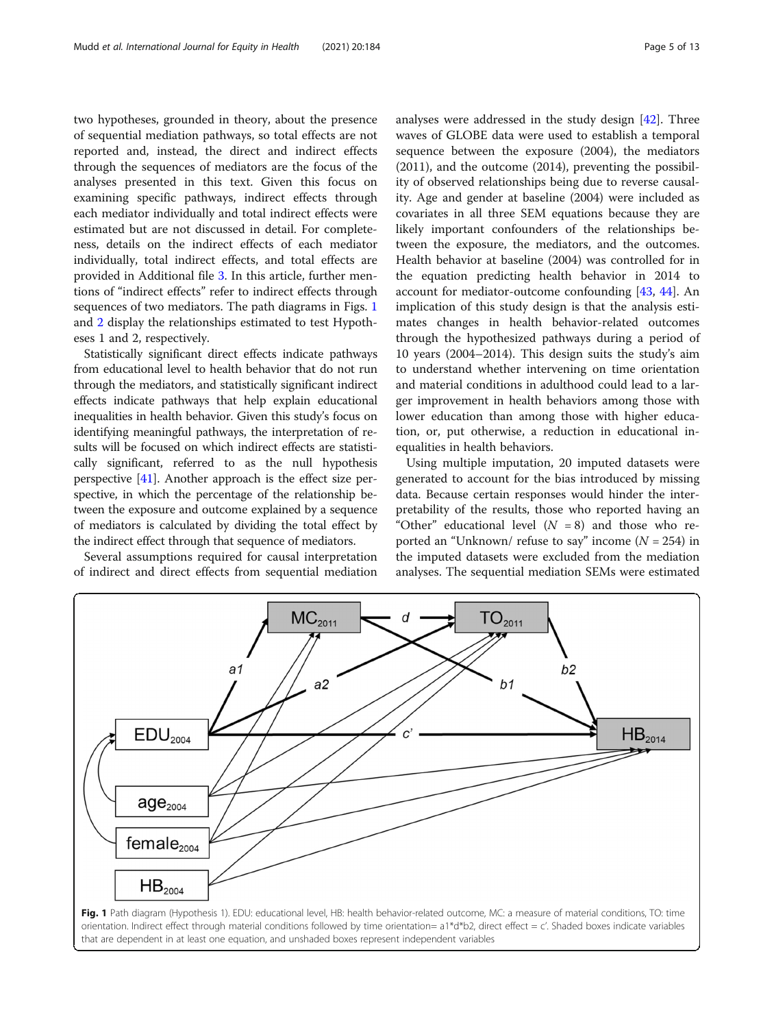two hypotheses, grounded in theory, about the presence of sequential mediation pathways, so total effects are not reported and, instead, the direct and indirect effects through the sequences of mediators are the focus of the analyses presented in this text. Given this focus on examining specific pathways, indirect effects through each mediator individually and total indirect effects were estimated but are not discussed in detail. For completeness, details on the indirect effects of each mediator individually, total indirect effects, and total effects are provided in Additional file 3. In this article, further mentions of "indirect effects" refer to indirect effects through sequences of two mediators. The path diagrams in Figs. 1 and 2 display the relationships estimated to test Hypotheses 1 and 2, respectively.

Statistically significant direct effects indicate pathways from educational level to health behavior that do not run through the mediators, and statistically significant indirect effects indicate pathways that help explain educational inequalities in health behavior. Given this study's focus on identifying meaningful pathways, the interpretation of results will be focused on which indirect effects are statistically significant, referred to as the null hypothesis perspective [41]. Another approach is the effect size perspective, in which the percentage of the relationship between the exposure and outcome explained by a sequence of mediators is calculated by dividing the total effect by the indirect effect through that sequence of mediators.

Several assumptions required for causal interpretation of indirect and direct effects from sequential mediation analyses were addressed in the study design [42]. Three waves of GLOBE data were used to establish a temporal sequence between the exposure (2004), the mediators (2011), and the outcome (2014), preventing the possibility of observed relationships being due to reverse causality. Age and gender at baseline (2004) were included as covariates in all three SEM equations because they are likely important confounders of the relationships between the exposure, the mediators, and the outcomes. Health behavior at baseline (2004) was controlled for in the equation predicting health behavior in 2014 to account for mediator-outcome confounding [43, 44]. An implication of this study design is that the analysis estimates changes in health behavior-related outcomes through the hypothesized pathways during a period of 10 years (2004–2014). This design suits the study's aim to understand whether intervening on time orientation and material conditions in adulthood could lead to a larger improvement in health behaviors among those with lower education than among those with higher education, or, put otherwise, a reduction in educational inequalities in health behaviors.

Using multiple imputation, 20 imputed datasets were generated to account for the bias introduced by missing data. Because certain responses would hinder the interpretability of the results, those who reported having an "Other" educational level ($N = 8$) and those who reported an "Unknown/ refuse to say" income ($N = 254$) in the imputed datasets were excluded from the mediation analyses. The sequential mediation SEMs were estimated

**Fig. 1** Path diagram (Hypothesis 1). EDU: educational level, HB: health behavior-related outcome, MC: a measure of material conditions, TO: time orientation. Indirect effect through material conditions followed by time orientation= a1*d*b2, direct effect = c'. Shaded boxes indicate variables that are dependent in at least one equation, and unshaded boxes represent independent variables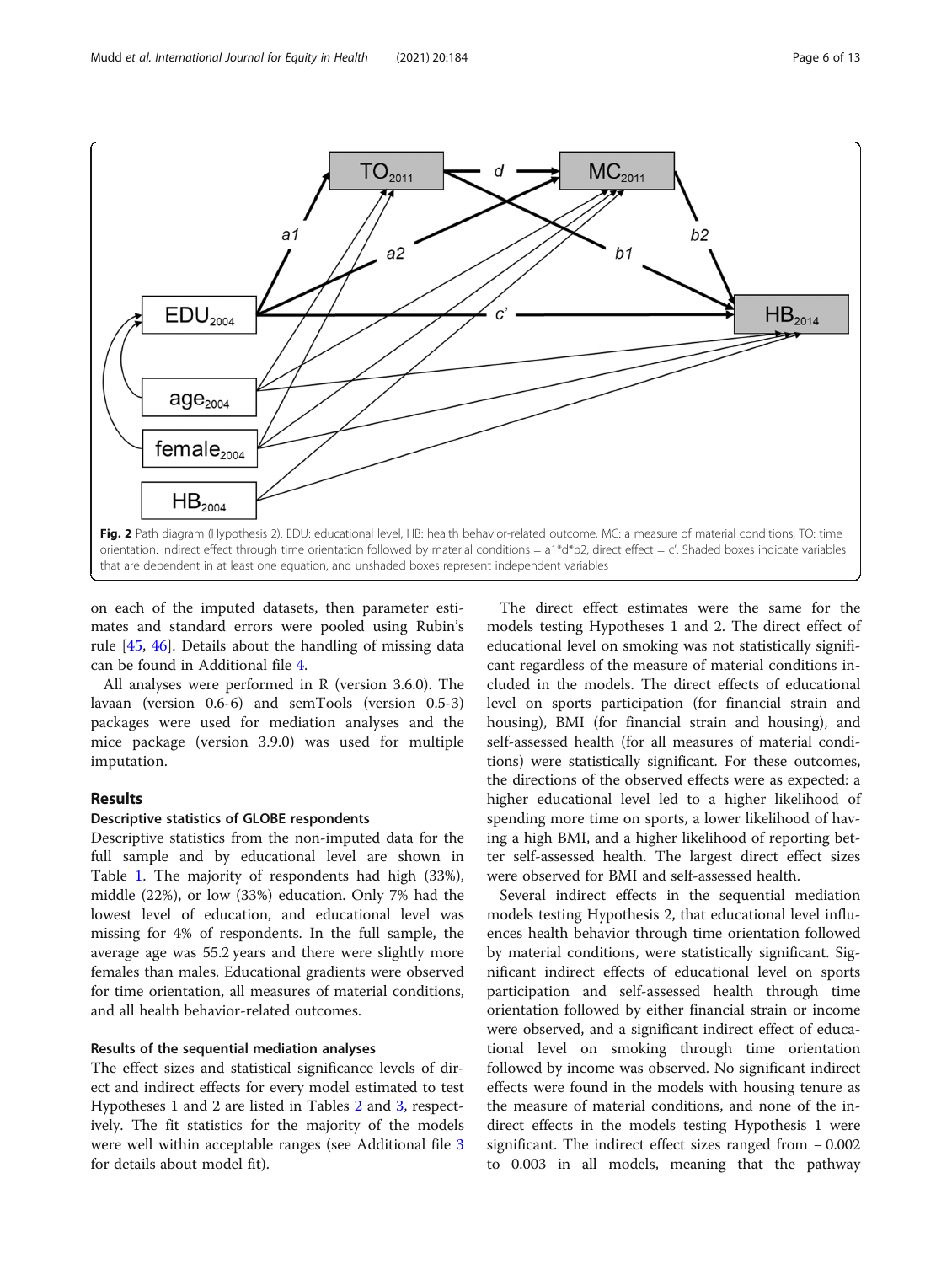**Fig. 2** Path diagram (Hypothesis 2). EDU: educational level, HB: health behavior-related outcome, MC: a measure of material conditions, TO: time orientation. Indirect effect through time orientation followed by material conditions = a1*d*b2, direct effect = c'. Shaded boxes indicate variables that are dependent in at least one equation, and unshaded boxes represent independent variables

on each of the imputed datasets, then parameter estimates and standard errors were pooled using Rubin's rule [45, 46]. Details about the handling of missing data can be found in Additional file 4.

All analyses were performed in R (version 3.6.0). The lavaan (version 0.6-6) and semTools (version 0.5-3) packages were used for mediation analyses and the mice package (version 3.9.0) was used for multiple imputation.

## Results

### Descriptive statistics of GLOBE respondents

Descriptive statistics from the non-imputed data for the full sample and by educational level are shown in Table 1. The majority of respondents had high (33%), middle (22%), or low (33%) education. Only 7% had the lowest level of education, and educational level was missing for 4% of respondents. In the full sample, the average age was 55.2 years and there were slightly more females than males. Educational gradients were observed for time orientation, all measures of material conditions, and all health behavior-related outcomes.

### Results of the sequential mediation analyses

The effect sizes and statistical significance levels of direct and indirect effects for every model estimated to test Hypotheses 1 and 2 are listed in Tables 2 and 3, respectively. The fit statistics for the majority of the models were well within acceptable ranges (see Additional file 3 for details about model fit).

The direct effect estimates were the same for the models testing Hypotheses 1 and 2. The direct effect of educational level on smoking was not statistically significant regardless of the measure of material conditions included in the models. The direct effects of educational level on sports participation (for financial strain and housing), BMI (for financial strain and housing), and self-assessed health (for all measures of material conditions) were statistically significant. For these outcomes, the directions of the observed effects were as expected: a higher educational level led to a higher likelihood of spending more time on sports, a lower likelihood of having a high BMI, and a higher likelihood of reporting better self-assessed health. The largest direct effect sizes were observed for BMI and self-assessed health.

Several indirect effects in the sequential mediation models testing Hypothesis 2, that educational level influences health behavior through time orientation followed by material conditions, were statistically significant. Significant indirect effects of educational level on sports participation and self-assessed health through time orientation followed by either financial strain or income were observed, and a significant indirect effect of educational level on smoking through time orientation followed by income was observed. No significant indirect effects were found in the models with housing tenure as the measure of material conditions, and none of the indirect effects in the models testing Hypothesis 1 were significant. The indirect effect sizes ranged from − 0.002 to 0.003 in all models, meaning that the pathway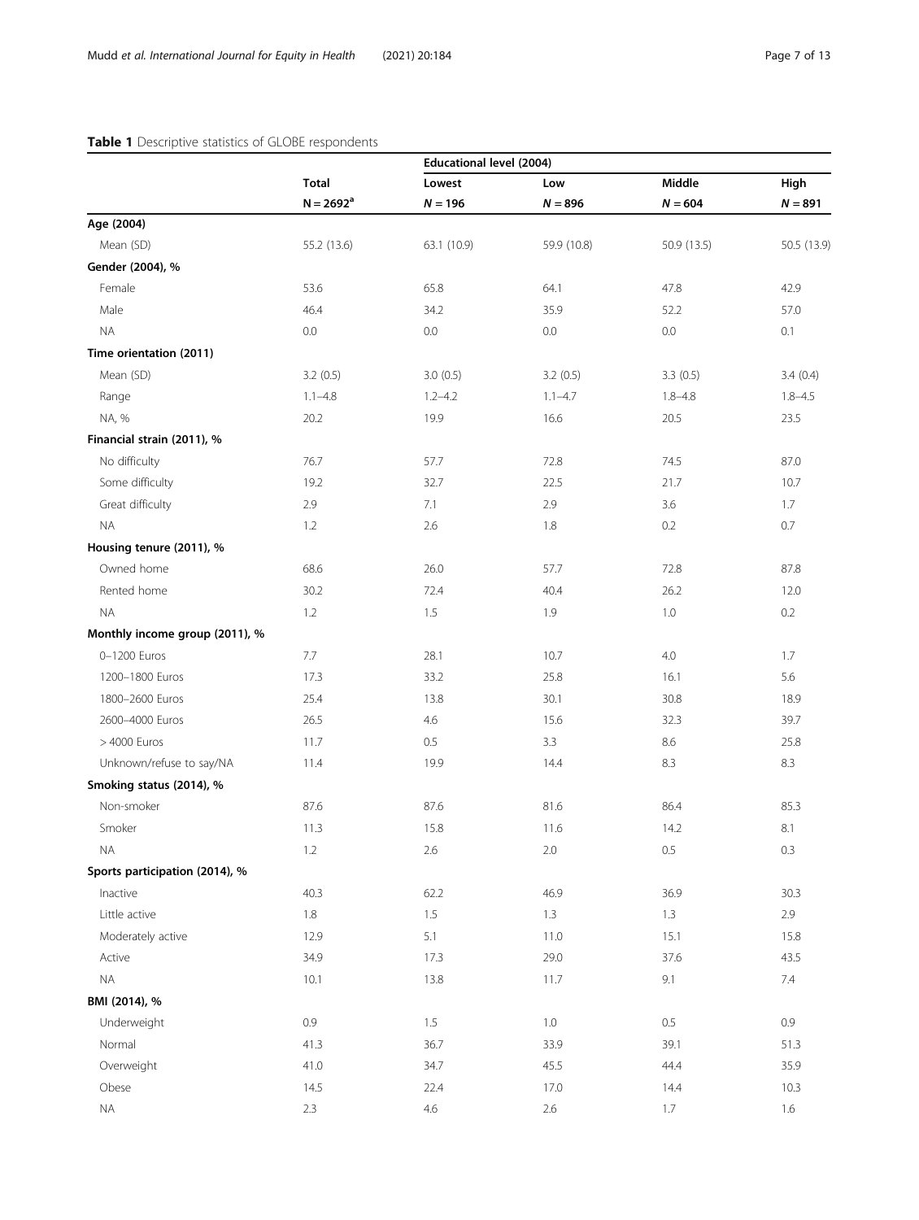**Table 1** Descriptive statistics of GLOBE respondents

| | Total | Educational level (2004) | | | |
|---|---|---|---|---|---|
| | | Lowest | Low | Middle | High |
| | N = 2692[a] | N = 196 | N = 896 | N = 604 | N = 891 |
| **Age (2004)** | | | | | |
| Mean (SD) | 55.2 (13.6) | 63.1 (10.9) | 59.9 (10.8) | 50.9 (13.5) | 50.5 (13.9) |
| **Gender (2004), %** | | | | | |
| Female | 53.6 | 65.8 | 64.1 | 47.8 | 42.9 |
| Male | 46.4 | 34.2 | 35.9 | 52.2 | 57.0 |
| NA | 0.0 | 0.0 | 0.0 | 0.0 | 0.1 |
| **Time orientation (2011)** | | | | | |
| Mean (SD) | 3.2 (0.5) | 3.0 (0.5) | 3.2 (0.5) | 3.3 (0.5) | 3.4 (0.4) |
| Range | 1.1–4.8 | 1.2–4.2 | 1.1–4.7 | 1.8–4.8 | 1.8–4.5 |
| NA, % | 20.2 | 19.9 | 16.6 | 20.5 | 23.5 |
| **Financial strain (2011), %** | | | | | |
| No difficulty | 76.7 | 57.7 | 72.8 | 74.5 | 87.0 |
| Some difficulty | 19.2 | 32.7 | 22.5 | 21.7 | 10.7 |
| Great difficulty | 2.9 | 7.1 | 2.9 | 3.6 | 1.7 |
| NA | 1.2 | 2.6 | 1.8 | 0.2 | 0.7 |
| **Housing tenure (2011), %** | | | | | |
| Owned home | 68.6 | 26.0 | 57.7 | 72.8 | 87.8 |
| Rented home | 30.2 | 72.4 | 40.4 | 26.2 | 12.0 |
| NA | 1.2 | 1.5 | 1.9 | 1.0 | 0.2 |
| **Monthly income group (2011), %** | | | | | |
| 0–1200 Euros | 7.7 | 28.1 | 10.7 | 4.0 | 1.7 |
| 1200–1800 Euros | 17.3 | 33.2 | 25.8 | 16.1 | 5.6 |
| 1800–2600 Euros | 25.4 | 13.8 | 30.1 | 30.8 | 18.9 |
| 2600–4000 Euros | 26.5 | 4.6 | 15.6 | 32.3 | 39.7 |
| > 4000 Euros | 11.7 | 0.5 | 3.3 | 8.6 | 25.8 |
| Unknown/refuse to say/NA | 11.4 | 19.9 | 14.4 | 8.3 | 8.3 |
| **Smoking status (2014), %** | | | | | |
| Non-smoker | 87.6 | 87.6 | 81.6 | 86.4 | 85.3 |
| Smoker | 11.3 | 15.8 | 11.6 | 14.2 | 8.1 |
| NA | 1.2 | 2.6 | 2.0 | 0.5 | 0.3 |
| **Sports participation (2014), %** | | | | | |
| Inactive | 40.3 | 62.2 | 46.9 | 36.9 | 30.3 |
| Little active | 1.8 | 1.5 | 1.3 | 1.3 | 2.9 |
| Moderately active | 12.9 | 5.1 | 11.0 | 15.1 | 15.8 |
| Active | 34.9 | 17.3 | 29.0 | 37.6 | 43.5 |
| NA | 10.1 | 13.8 | 11.7 | 9.1 | 7.4 |
| **BMI (2014), %** | | | | | |
| Underweight | 0.9 | 1.5 | 1.0 | 0.5 | 0.9 |
| Normal | 41.3 | 36.7 | 33.9 | 39.1 | 51.3 |
| Overweight | 41.0 | 34.7 | 45.5 | 44.4 | 35.9 |
| Obese | 14.5 | 22.4 | 17.0 | 14.4 | 10.3 |
| NA | 2.3 | 4.6 | 2.6 | 1.7 | 1.6 |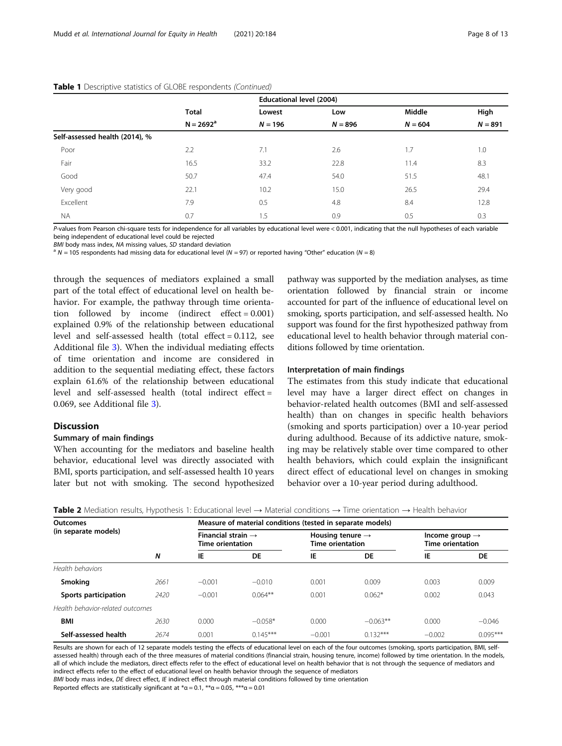**Table 1** Descriptive statistics of GLOBE respondents *(Continued)*

| | Total | Educational level (2004) | | | |
|---|---|---|---|---|---|
| | | Lowest | Low | Middle | High |
| | $N = 2692^{a}$ | $N = 196$ | $N = 896$ | $N = 604$ | $N = 891$ |
| **Self-assessed health (2014), %** | | | | | |
| Poor | 2.2 | 7.1 | 2.6 | 1.7 | 1.0 |
| Fair | 16.5 | 33.2 | 22.8 | 11.4 | 8.3 |
| Good | 50.7 | 47.4 | 54.0 | 51.5 | 48.1 |
| Very good | 22.1 | 10.2 | 15.0 | 26.5 | 29.4 |
| Excellent | 7.9 | 0.5 | 4.8 | 8.4 | 12.8 |
| NA | 0.7 | 1.5 | 0.9 | 0.5 | 0.3 |

*P*-values from Pearson chi-square tests for independence for all variables by educational level were < 0.001, indicating that the null hypotheses of each variable being independent of educational level could be rejected

*BMI* body mass index, *NA* missing values, *SD* standard deviation

[a] $N = 105$ respondents had missing data for educational level ($N = 97$) or reported having "Other" education ($N = 8$)

through the sequences of mediators explained a small part of the total effect of educational level on health behavior. For example, the pathway through time orientation followed by income (indirect effect = 0.001) explained 0.9% of the relationship between educational level and self-assessed health (total effect = 0.112, see Additional file 3). When the individual mediating effects of time orientation and income are considered in addition to the sequential mediating effect, these factors explain 61.6% of the relationship between educational level and self-assessed health (total indirect effect = 0.069, see Additional file 3).

## Discussion

### Summary of main findings

When accounting for the mediators and baseline health behavior, educational level was directly associated with BMI, sports participation, and self-assessed health 10 years later but not with smoking. The second hypothesized pathway was supported by the mediation analyses, as time orientation followed by financial strain or income accounted for part of the influence of educational level on smoking, sports participation, and self-assessed health. No support was found for the first hypothesized pathway from educational level to health behavior through material conditions followed by time orientation.

### Interpretation of main findings

The estimates from this study indicate that educational level may have a larger direct effect on changes in behavior-related health outcomes (BMI and self-assessed health) than on changes in specific health behaviors (smoking and sports participation) over a 10-year period during adulthood. Because of its addictive nature, smoking may be relatively stable over time compared to other health behaviors, which could explain the insignificant direct effect of educational level on changes in smoking behavior over a 10-year period during adulthood.

**Table 2** Mediation results, Hypothesis 1: Educational level → Material conditions → Time orientation → Health behavior

| Outcomes (in separate models) | | Measure of material conditions (tested in separate models) | | | | | |
|---|---|---|---|---|---|---|---|
| | | Financial strain → Time orientation | | Housing tenure → Time orientation | | Income group → Time orientation | |
| | ***N*** | **IE** | **DE** | **IE** | **DE** | **IE** | **DE** |
| *Health behaviors* | | | | | | | |
| **Smoking** | 2661 | −0.001 | −0.010 | 0.001 | 0.009 | 0.003 | 0.009 |
| **Sports participation** | 2420 | −0.001 | 0.064** | 0.001 | 0.062* | 0.002 | 0.043 |
| *Health behavior-related outcomes* | | | | | | | |
| **BMI** | 2630 | 0.000 | −0.058* | 0.000 | −0.063** | 0.000 | −0.046 |
| **Self-assessed health** | 2674 | 0.001 | 0.145*** | −0.001 | 0.132*** | −0.002 | 0.095*** |

Results are shown for each of 12 separate models testing the effects of educational level on each of the four outcomes (smoking, sports participation, BMI, self-assessed health) through each of the three measures of material conditions (financial strain, housing tenure, income) followed by time orientation. In the models, all of which include the mediators, direct effects refer to the effect of educational level on health behavior that is not through the sequence of mediators and indirect effects refer to the effect of educational level on health behavior through the sequence of mediators

*BMI* body mass index, *DE* direct effect, *IE* indirect effect through material conditions followed by time orientation

Reported effects are statistically significant at $^{*}\alpha = 0.1$, $^{**}\alpha = 0.05$, $^{***}\alpha = 0.01$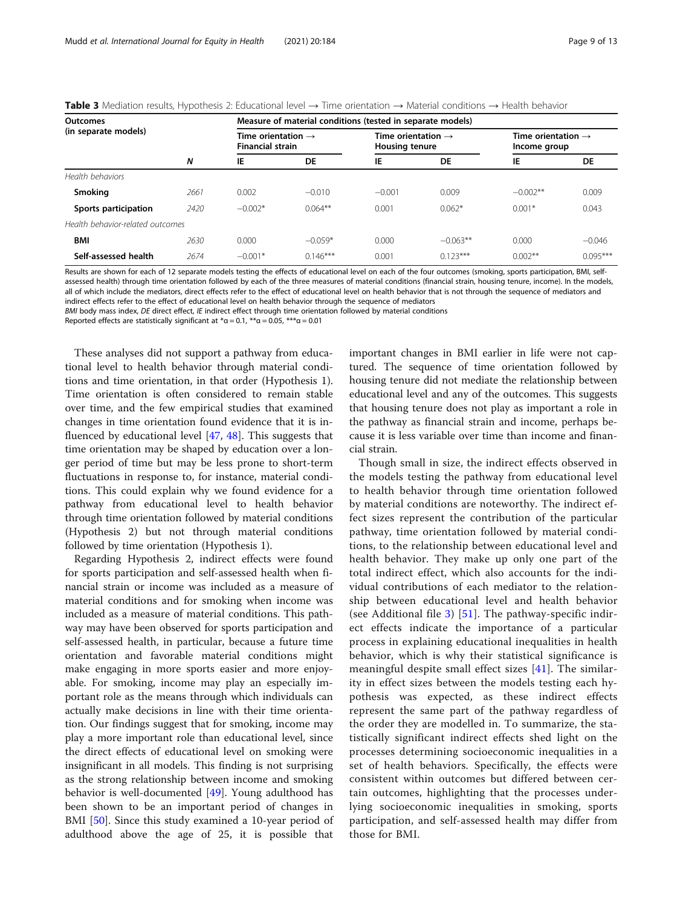**Table 3** Mediation results, Hypothesis 2: Educational level → Time orientation → Material conditions → Health behavior

| Outcomes (in separate models) | | Measure of material conditions (tested in separate models) | | | | | |
|---|---|---|---|---|---|---|---|
| | | Time orientation → Financial strain | | Time orientation → Housing tenure | | Time orientation → Income group | |
| | N | IE | DE | IE | DE | IE | DE |
| *Health behaviors* | | | | | | | |
| **Smoking** | 2661 | 0.002 | −0.010 | −0.001 | 0.009 | −0.002** | 0.009 |
| **Sports participation** | 2420 | −0.002* | 0.064** | 0.001 | 0.062* | 0.001* | 0.043 |
| *Health behavior-related outcomes* | | | | | | | |
| **BMI** | 2630 | 0.000 | −0.059* | 0.000 | −0.063** | 0.000 | −0.046 |
| **Self-assessed health** | 2674 | −0.001* | 0.146*** | 0.001 | 0.123*** | 0.002** | 0.095*** |

Results are shown for each of 12 separate models testing the effects of educational level on each of the four outcomes (smoking, sports participation, BMI, self-assessed health) through time orientation followed by each of the three measures of material conditions (financial strain, housing tenure, income). In the models, all of which include the mediators, direct effects refer to the effect of educational level on health behavior that is not through the sequence of mediators and indirect effects refer to the effect of educational level on health behavior through the sequence of mediators

*BMI* body mass index, *DE* direct effect, *IE* indirect effect through time orientation followed by material conditions

Reported effects are statistically significant at *α = 0.1, **α = 0.05, ***α = 0.01

These analyses did not support a pathway from educational level to health behavior through material conditions and time orientation, in that order (Hypothesis 1). Time orientation is often considered to remain stable over time, and the few empirical studies that examined changes in time orientation found evidence that it is influenced by educational level [47, 48]. This suggests that time orientation may be shaped by education over a longer period of time but may be less prone to short-term fluctuations in response to, for instance, material conditions. This could explain why we found evidence for a pathway from educational level to health behavior through time orientation followed by material conditions (Hypothesis 2) but not through material conditions followed by time orientation (Hypothesis 1).

Regarding Hypothesis 2, indirect effects were found for sports participation and self-assessed health when financial strain or income was included as a measure of material conditions and for smoking when income was included as a measure of material conditions. This pathway may have been observed for sports participation and self-assessed health, in particular, because a future time orientation and favorable material conditions might make engaging in more sports easier and more enjoyable. For smoking, income may play an especially important role as the means through which individuals can actually make decisions in line with their time orientation. Our findings suggest that for smoking, income may play a more important role than educational level, since the direct effects of educational level on smoking were insignificant in all models. This finding is not surprising as the strong relationship between income and smoking behavior is well-documented [49]. Young adulthood has been shown to be an important period of changes in BMI [50]. Since this study examined a 10-year period of adulthood above the age of 25, it is possible that important changes in BMI earlier in life were not captured. The sequence of time orientation followed by housing tenure did not mediate the relationship between educational level and any of the outcomes. This suggests that housing tenure does not play as important a role in the pathway as financial strain and income, perhaps because it is less variable over time than income and financial strain.

Though small in size, the indirect effects observed in the models testing the pathway from educational level to health behavior through time orientation followed by material conditions are noteworthy. The indirect effect sizes represent the contribution of the particular pathway, time orientation followed by material conditions, to the relationship between educational level and health behavior. They make up only one part of the total indirect effect, which also accounts for the individual contributions of each mediator to the relationship between educational level and health behavior (see Additional file 3) [51]. The pathway-specific indirect effects indicate the importance of a particular process in explaining educational inequalities in health behavior, which is why their statistical significance is meaningful despite small effect sizes [41]. The similarity in effect sizes between the models testing each hypothesis was expected, as these indirect effects represent the same part of the pathway regardless of the order they are modelled in. To summarize, the statistically significant indirect effects shed light on the processes determining socioeconomic inequalities in a set of health behaviors. Specifically, the effects were consistent within outcomes but differed between certain outcomes, highlighting that the processes underlying socioeconomic inequalities in smoking, sports participation, and self-assessed health may differ from those for BMI.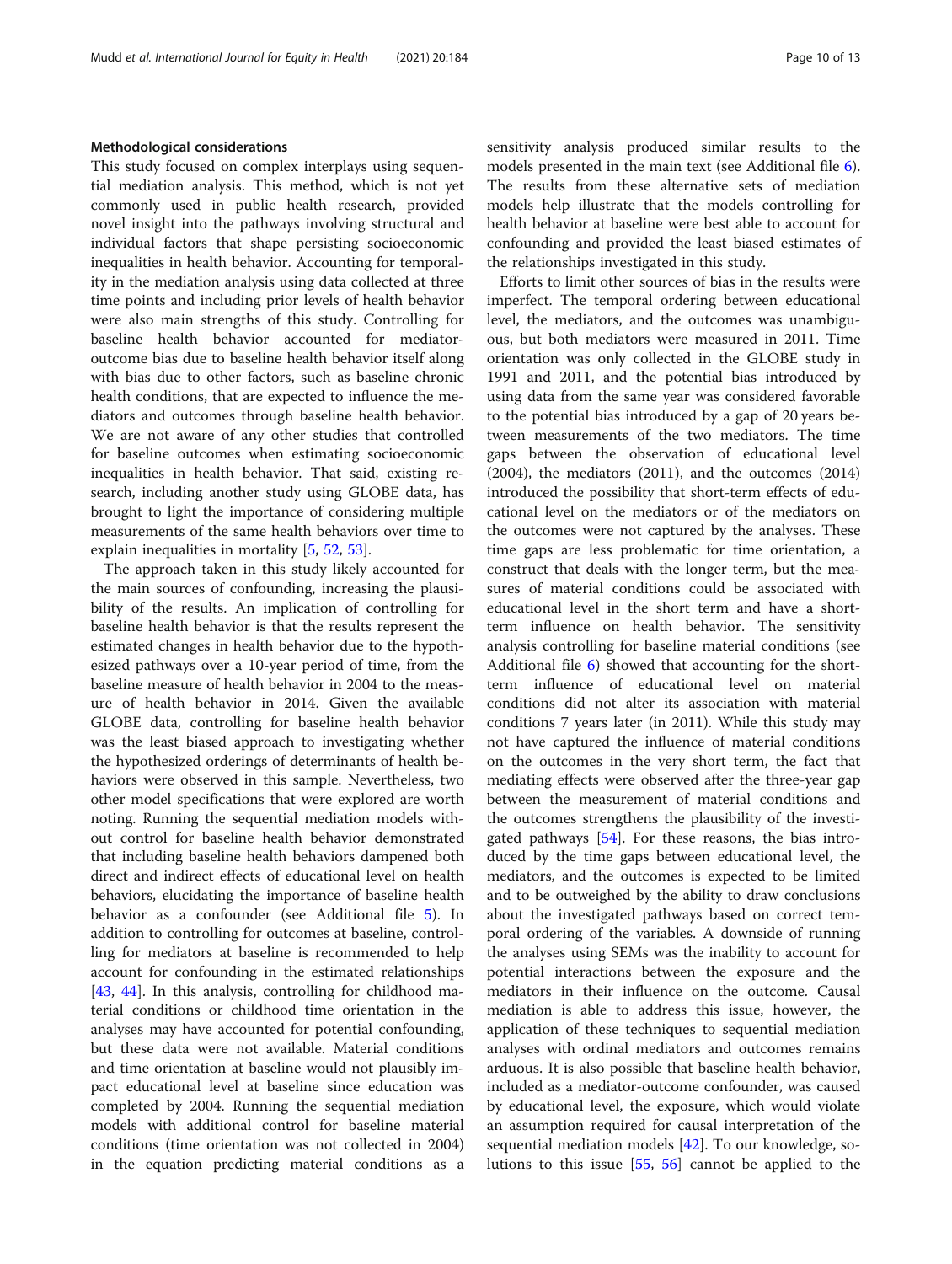#### Methodological considerations

This study focused on complex interplays using sequential mediation analysis. This method, which is not yet commonly used in public health research, provided novel insight into the pathways involving structural and individual factors that shape persisting socioeconomic inequalities in health behavior. Accounting for temporality in the mediation analysis using data collected at three time points and including prior levels of health behavior were also main strengths of this study. Controlling for baseline health behavior accounted for mediator-outcome bias due to baseline health behavior itself along with bias due to other factors, such as baseline chronic health conditions, that are expected to influence the mediators and outcomes through baseline health behavior. We are not aware of any other studies that controlled for baseline outcomes when estimating socioeconomic inequalities in health behavior. That said, existing research, including another study using GLOBE data, has brought to light the importance of considering multiple measurements of the same health behaviors over time to explain inequalities in mortality [5, 52, 53].

The approach taken in this study likely accounted for the main sources of confounding, increasing the plausibility of the results. An implication of controlling for baseline health behavior is that the results represent the estimated changes in health behavior due to the hypothesized pathways over a 10-year period of time, from the baseline measure of health behavior in 2004 to the measure of health behavior in 2014. Given the available GLOBE data, controlling for baseline health behavior was the least biased approach to investigating whether the hypothesized orderings of determinants of health behaviors were observed in this sample. Nevertheless, two other model specifications that were explored are worth noting. Running the sequential mediation models without control for baseline health behavior demonstrated that including baseline health behaviors dampened both direct and indirect effects of educational level on health behaviors, elucidating the importance of baseline health behavior as a confounder (see Additional file 5). In addition to controlling for outcomes at baseline, controlling for mediators at baseline is recommended to help account for confounding in the estimated relationships [43, 44]. In this analysis, controlling for childhood material conditions or childhood time orientation in the analyses may have accounted for potential confounding, but these data were not available. Material conditions and time orientation at baseline would not plausibly impact educational level at baseline since education was completed by 2004. Running the sequential mediation models with additional control for baseline material conditions (time orientation was not collected in 2004) in the equation predicting material conditions as a sensitivity analysis produced similar results to the models presented in the main text (see Additional file 6). The results from these alternative sets of mediation models help illustrate that the models controlling for health behavior at baseline were best able to account for confounding and provided the least biased estimates of the relationships investigated in this study.

Efforts to limit other sources of bias in the results were imperfect. The temporal ordering between educational level, the mediators, and the outcomes was unambiguous, but both mediators were measured in 2011. Time orientation was only collected in the GLOBE study in 1991 and 2011, and the potential bias introduced by using data from the same year was considered favorable to the potential bias introduced by a gap of 20 years between measurements of the two mediators. The time gaps between the observation of educational level (2004), the mediators (2011), and the outcomes (2014) introduced the possibility that short-term effects of educational level on the mediators or of the mediators on the outcomes were not captured by the analyses. These time gaps are less problematic for time orientation, a construct that deals with the longer term, but the measures of material conditions could be associated with educational level in the short term and have a short-term influence on health behavior. The sensitivity analysis controlling for baseline material conditions (see Additional file 6) showed that accounting for the short-term influence of educational level on material conditions did not alter its association with material conditions 7 years later (in 2011). While this study may not have captured the influence of material conditions on the outcomes in the very short term, the fact that mediating effects were observed after the three-year gap between the measurement of material conditions and the outcomes strengthens the plausibility of the investigated pathways [54]. For these reasons, the bias introduced by the time gaps between educational level, the mediators, and the outcomes is expected to be limited and to be outweighed by the ability to draw conclusions about the investigated pathways based on correct temporal ordering of the variables. A downside of running the analyses using SEMs was the inability to account for potential interactions between the exposure and the mediators in their influence on the outcome. Causal mediation is able to address this issue, however, the application of these techniques to sequential mediation analyses with ordinal mediators and outcomes remains arduous. It is also possible that baseline health behavior, included as a mediator-outcome confounder, was caused by educational level, the exposure, which would violate an assumption required for causal interpretation of the sequential mediation models [42]. To our knowledge, solutions to this issue [55, 56] cannot be applied to the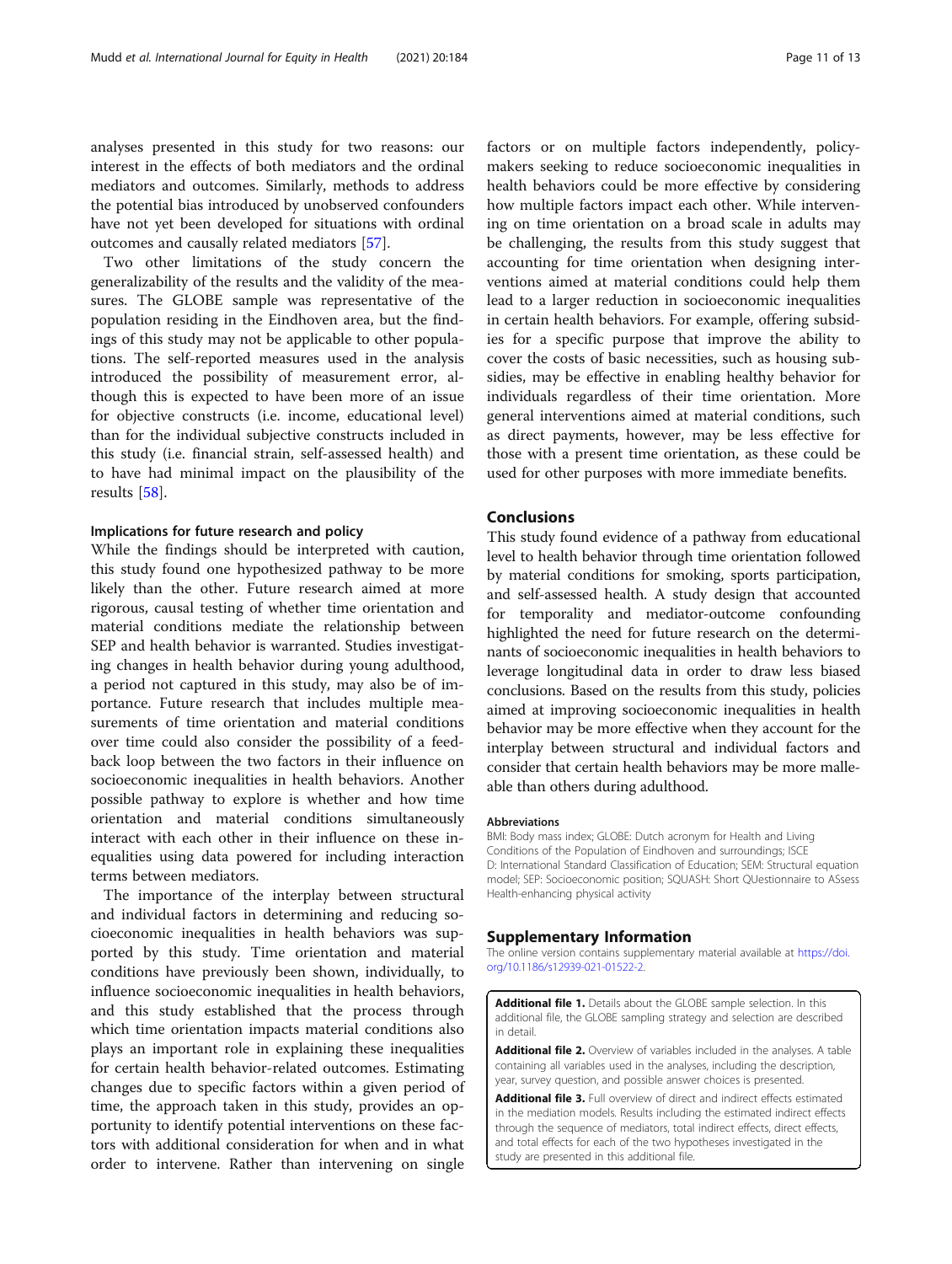analyses presented in this study for two reasons: our interest in the effects of both mediators and the ordinal mediators and outcomes. Similarly, methods to address the potential bias introduced by unobserved confounders have not yet been developed for situations with ordinal outcomes and causally related mediators [57].

Two other limitations of the study concern the generalizability of the results and the validity of the measures. The GLOBE sample was representative of the population residing in the Eindhoven area, but the findings of this study may not be applicable to other populations. The self-reported measures used in the analysis introduced the possibility of measurement error, although this is expected to have been more of an issue for objective constructs (i.e. income, educational level) than for the individual subjective constructs included in this study (i.e. financial strain, self-assessed health) and to have had minimal impact on the plausibility of the results [58].

### Implications for future research and policy

While the findings should be interpreted with caution, this study found one hypothesized pathway to be more likely than the other. Future research aimed at more rigorous, causal testing of whether time orientation and material conditions mediate the relationship between SEP and health behavior is warranted. Studies investigating changes in health behavior during young adulthood, a period not captured in this study, may also be of importance. Future research that includes multiple measurements of time orientation and material conditions over time could also consider the possibility of a feedback loop between the two factors in their influence on socioeconomic inequalities in health behaviors. Another possible pathway to explore is whether and how time orientation and material conditions simultaneously interact with each other in their influence on these inequalities using data powered for including interaction terms between mediators.

The importance of the interplay between structural and individual factors in determining and reducing socioeconomic inequalities in health behaviors was supported by this study. Time orientation and material conditions have previously been shown, individually, to influence socioeconomic inequalities in health behaviors, and this study established that the process through which time orientation impacts material conditions also plays an important role in explaining these inequalities for certain health behavior-related outcomes. Estimating changes due to specific factors within a given period of time, the approach taken in this study, provides an opportunity to identify potential interventions on these factors with additional consideration for when and in what order to intervene. Rather than intervening on single factors or on multiple factors independently, policymakers seeking to reduce socioeconomic inequalities in health behaviors could be more effective by considering how multiple factors impact each other. While intervening on time orientation on a broad scale in adults may be challenging, the results from this study suggest that accounting for time orientation when designing interventions aimed at material conditions could help them lead to a larger reduction in socioeconomic inequalities in certain health behaviors. For example, offering subsidies for a specific purpose that improve the ability to cover the costs of basic necessities, such as housing subsidies, may be effective in enabling healthy behavior for individuals regardless of their time orientation. More general interventions aimed at material conditions, such as direct payments, however, may be less effective for those with a present time orientation, as these could be used for other purposes with more immediate benefits.

## Conclusions

This study found evidence of a pathway from educational level to health behavior through time orientation followed by material conditions for smoking, sports participation, and self-assessed health. A study design that accounted for temporality and mediator-outcome confounding highlighted the need for future research on the determinants of socioeconomic inequalities in health behaviors to leverage longitudinal data in order to draw less biased conclusions. Based on the results from this study, policies aimed at improving socioeconomic inequalities in health behavior may be more effective when they account for the interplay between structural and individual factors and consider that certain health behaviors may be more malleable than others during adulthood.

#### Abbreviations

BMI: Body mass index; GLOBE: Dutch acronym for Health and Living Conditions of the Population of Eindhoven and surroundings; ISCED: International Standard Classification of Education; SEM: Structural equation model; SEP: Socioeconomic position; SQUASH: Short QUestionnaire to ASsess Health-enhancing physical activity

## Supplementary Information

The online version contains supplementary material available at https://doi.org/10.1186/s12939-021-01522-2.

**Additional file 1.** Details about the GLOBE sample selection. In this additional file, the GLOBE sampling strategy and selection are described in detail.

**Additional file 2.** Overview of variables included in the analyses. A table containing all variables used in the analyses, including the description, year, survey question, and possible answer choices is presented.

**Additional file 3.** Full overview of direct and indirect effects estimated in the mediation models. Results including the estimated indirect effects through the sequence of mediators, total indirect effects, direct effects, and total effects for each of the two hypotheses investigated in the study are presented in this additional file.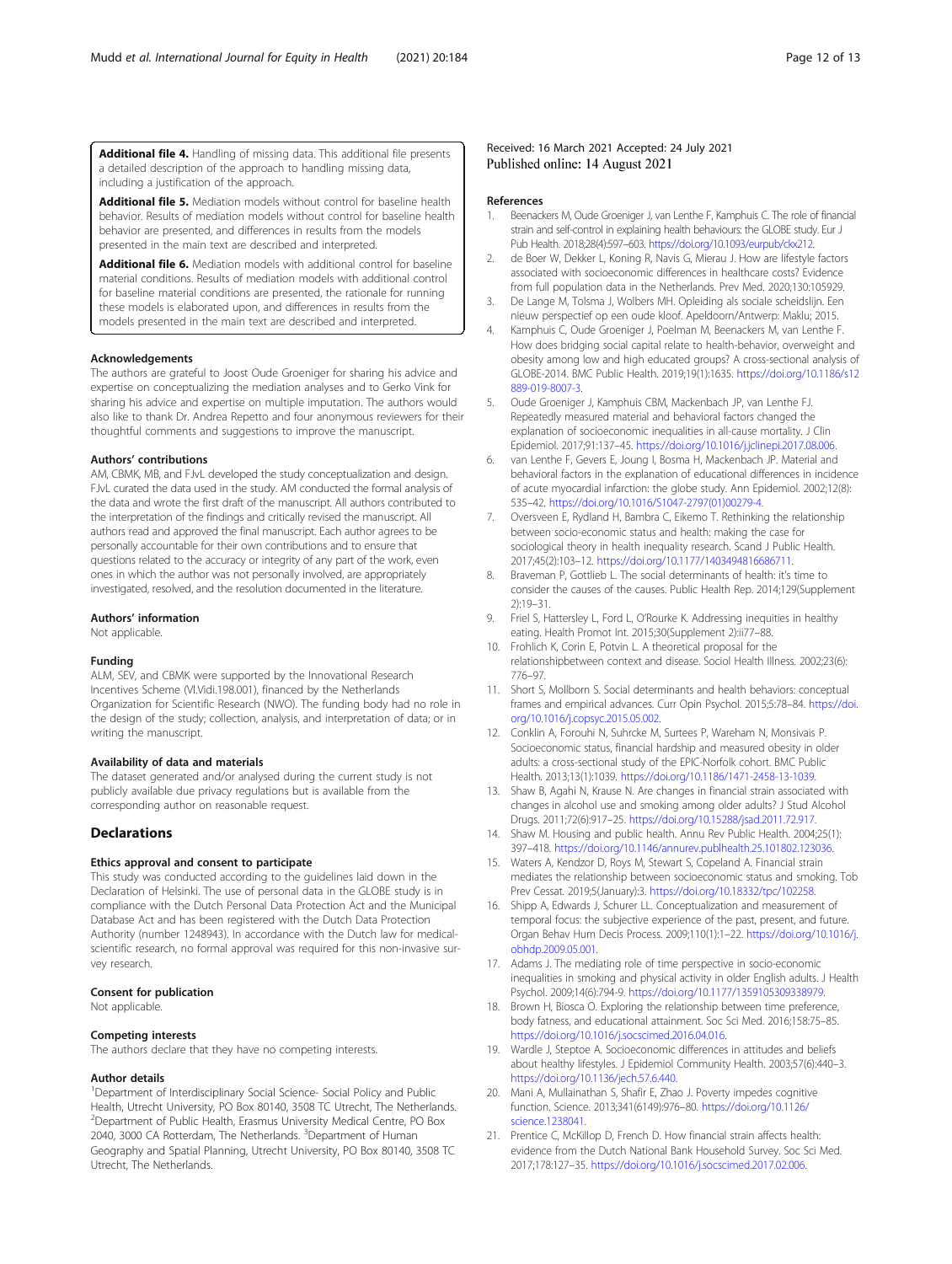**Additional file 4.** Handling of missing data. This additional file presents a detailed description of the approach to handling missing data, including a justification of the approach.

**Additional file 5.** Mediation models without control for baseline health behavior. Results of mediation models without control for baseline health behavior are presented, and differences in results from the models presented in the main text are described and interpreted.

**Additional file 6.** Mediation models with additional control for baseline material conditions. Results of mediation models with additional control for baseline material conditions are presented, the rationale for running these models is elaborated upon, and differences in results from the models presented in the main text are described and interpreted.

#### Acknowledgements

The authors are grateful to Joost Oude Groeniger for sharing his advice and expertise on conceptualizing the mediation analyses and to Gerko Vink for sharing his advice and expertise on multiple imputation. The authors would also like to thank Dr. Andrea Repetto and four anonymous reviewers for their thoughtful comments and suggestions to improve the manuscript.

#### Authors' contributions

AM, CBMK, MB, and FJvL developed the study conceptualization and design. FJvL curated the data used in the study. AM conducted the formal analysis of the data and wrote the first draft of the manuscript. All authors contributed to the interpretation of the findings and critically revised the manuscript. All authors read and approved the final manuscript. Each author agrees to be personally accountable for their own contributions and to ensure that questions related to the accuracy or integrity of any part of the work, even ones in which the author was not personally involved, are appropriately investigated, resolved, and the resolution documented in the literature.

#### Authors' information

Not applicable.

#### Funding

ALM, SEV, and CBMK were supported by the Innovational Research Incentives Scheme (VI.Vidi.198.001), financed by the Netherlands Organization for Scientific Research (NWO). The funding body had no role in the design of the study; collection, analysis, and interpretation of data; or in writing the manuscript.

#### Availability of data and materials

The dataset generated and/or analysed during the current study is not publicly available due privacy regulations but is available from the corresponding author on reasonable request.

## Declarations

#### Ethics approval and consent to participate

This study was conducted according to the guidelines laid down in the Declaration of Helsinki. The use of personal data in the GLOBE study is in compliance with the Dutch Personal Data Protection Act and the Municipal Database Act and has been registered with the Dutch Data Protection Authority (number 1248943). In accordance with the Dutch law for medical-scientific research, no formal approval was required for this non-invasive survey research.

#### Consent for publication

Not applicable.

#### Competing interests

The authors declare that they have no competing interests.

#### Author details

[1]Department of Interdisciplinary Social Science- Social Policy and Public Health, Utrecht University, PO Box 80140, 3508 TC Utrecht, The Netherlands. [2]Department of Public Health, Erasmus University Medical Centre, PO Box 2040, 3000 CA Rotterdam, The Netherlands. [3]Department of Human Geography and Spatial Planning, Utrecht University, PO Box 80140, 3508 TC Utrecht, The Netherlands.

Received: 16 March 2021 Accepted: 24 July 2021
Published online: 14 August 2021

#### References

1. Beenackers M, Oude Groeniger J, van Lenthe F, Kamphuis C. The role of financial strain and self-control in explaining health behaviours: the GLOBE study. Eur J Pub Health. 2018;28(4):597–603. https://doi.org/10.1093/eurpub/ckx212.
2. de Boer W, Dekker L, Koning R, Navis G, Mierau J. How are lifestyle factors associated with socioeconomic differences in healthcare costs? Evidence from full population data in the Netherlands. Prev Med. 2020;130:105929.
3. De Lange M, Tolsma J, Wolbers MH. Opleiding als sociale scheidslijn. Een nieuw perspectief op een oude kloof. Apeldoorn/Antwerp: Maklu; 2015.
4. Kamphuis C, Oude Groeniger J, Poelman M, Beenackers M, van Lenthe F. How does bridging social capital relate to health-behavior, overweight and obesity among low and high educated groups? A cross-sectional analysis of GLOBE-2014. BMC Public Health. 2019;19(1):1635. https://doi.org/10.1186/s12889-019-8007-3.
5. Oude Groeniger J, Kamphuis CBM, Mackenbach JP, van Lenthe FJ. Repeatedly measured material and behavioral factors changed the explanation of socioeconomic inequalities in all-cause mortality. J Clin Epidemiol. 2017;91:137–45. https://doi.org/10.1016/j.jclinepi.2017.08.006.
6. van Lenthe F, Gevers E, Joung I, Bosma H, Mackenbach JP. Material and behavioral factors in the explanation of educational differences in incidence of acute myocardial infarction: the globe study. Ann Epidemiol. 2002;12(8):535–42. https://doi.org/10.1016/S1047-2797(01)00279-4.
7. Oversveen E, Rydland H, Bambra C, Eikemo T. Rethinking the relationship between socio-economic status and health: making the case for sociological theory in health inequality research. Scand J Public Health. 2017;45(2):103–12. https://doi.org/10.1177/1403494816686711.
8. Braveman P, Gottlieb L. The social determinants of health: it's time to consider the causes of the causes. Public Health Rep. 2014;129(Supplement 2):19–31.
9. Friel S, Hattersley L, Ford L, O'Rourke K. Addressing inequities in healthy eating. Health Promot Int. 2015;30(Supplement 2):ii77–88.
10. Frohlich K, Corin E, Potvin L. A theoretical proposal for the relationshipbetween context and disease. Sociol Health Illness. 2002;23(6):776–97.
11. Short S, Mollborn S. Social determinants and health behaviors: conceptual frames and empirical advances. Curr Opin Psychol. 2015;5:78–84. https://doi.org/10.1016/j.copsyc.2015.05.002.
12. Conklin A, Forouhi N, Suhrcke M, Surtees P, Wareham N, Monsivais P. Socioeconomic status, financial hardship and measured obesity in older adults: a cross-sectional study of the EPIC-Norfolk cohort. BMC Public Health. 2013;13(1):1039. https://doi.org/10.1186/1471-2458-13-1039.
13. Shaw B, Agahi N, Krause N. Are changes in financial strain associated with changes in alcohol use and smoking among older adults? J Stud Alcohol Drugs. 2011;72(6):917–25. https://doi.org/10.15288/jsad.2011.72.917.
14. Shaw M. Housing and public health. Annu Rev Public Health. 2004;25(1):397–418. https://doi.org/10.1146/annurev.publhealth.25.101802.123036.
15. Waters A, Kendzor D, Roys M, Stewart S, Copeland A. Financial strain mediates the relationship between socioeconomic status and smoking. Tob Prev Cessat. 2019;5(January):3. https://doi.org/10.18332/tpc/102258.
16. Shipp A, Edwards J, Schurer LL. Conceptualization and measurement of temporal focus: the subjective experience of the past, present, and future. Organ Behav Hum Decis Process. 2009;110(1):1–22. https://doi.org/10.1016/j.obhdp.2009.05.001.
17. Adams J. The mediating role of time perspective in socio-economic inequalities in smoking and physical activity in older English adults. J Health Psychol. 2009;14(6):794-9. https://doi.org/10.1177/1359105309338979.
18. Brown H, Biosca O. Exploring the relationship between time preference, body fatness, and educational attainment. Soc Sci Med. 2016;158:75–85. https://doi.org/10.1016/j.socscimed.2016.04.016.
19. Wardle J, Steptoe A. Socioeconomic differences in attitudes and beliefs about healthy lifestyles. J Epidemiol Community Health. 2003;57(6):440–3. https://doi.org/10.1136/jech.57.6.440.
20. Mani A, Mullainathan S, Shafir E, Zhao J. Poverty impedes cognitive function. Science. 2013;341(6149):976–80. https://doi.org/10.1126/science.1238041.
21. Prentice C, McKillop D, French D. How financial strain affects health: evidence from the Dutch National Bank Household Survey. Soc Sci Med. 2017;178:127–35. https://doi.org/10.1016/j.socscimed.2017.02.006.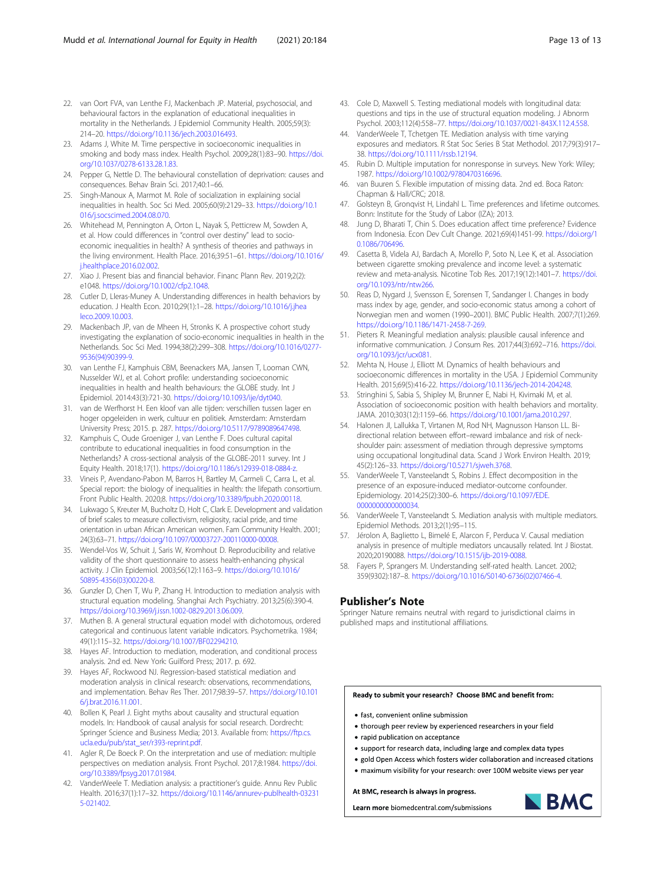22. van Oort FVA, van Lenthe FJ, Mackenbach JP. Material, psychosocial, and behavioural factors in the explanation of educational inequalities in mortality in the Netherlands. J Epidemiol Community Health. 2005;59(3): 214–20. https://doi.org/10.1136/jech.2003.016493.
23. Adams J, White M. Time perspective in socioeconomic inequalities in smoking and body mass index. Health Psychol. 2009;28(1):83–90. https://doi.org/10.1037/0278-6133.28.1.83.
24. Pepper G, Nettle D. The behavioural constellation of deprivation: causes and consequences. Behav Brain Sci. 2017;40:1–66.
25. Singh-Manoux A, Marmot M. Role of socialization in explaining social inequalities in health. Soc Sci Med. 2005;60(9):2129–33. https://doi.org/10.1016/j.socscimed.2004.08.070.
26. Whitehead M, Pennington A, Orton L, Nayak S, Petticrew M, Sowden A, et al. How could differences in "control over destiny" lead to socio-economic inequalities in health? A synthesis of theories and pathways in the living environment. Health Place. 2016;39:51–61. https://doi.org/10.1016/j.healthplace.2016.02.002.
27. Xiao J. Present bias and financial behavior. Financ Plann Rev. 2019;2(2): e1048. https://doi.org/10.1002/cfp2.1048.
28. Cutler D, Lleras-Muney A. Understanding differences in health behaviors by education. J Health Econ. 2010;29(1):1–28. https://doi.org/10.1016/j.jhealeco.2009.10.003.
29. Mackenbach JP, van de Mheen H, Stronks K. A prospective cohort study investigating the explanation of socio-economic inequalities in health in the Netherlands. Soc Sci Med. 1994;38(2):299–308. https://doi.org/10.1016/0277-9536(94)90399-9.
30. van Lenthe FJ, Kamphuis CBM, Beenackers MA, Jansen T, Looman CWN, Nusselder WJ, et al. Cohort profile: understanding socioeconomic inequalities in health and health behaviours: the GLOBE study. Int J Epidemiol. 2014:43(3):721-30. https://doi.org/10.1093/ije/dyt040.
31. van de Werfhorst H. Een kloof van alle tijden: verschillen tussen lager en hoger opgeleiden in werk, cultuur en politiek. Amsterdam: Amsterdam University Press; 2015. p. 287. https://doi.org/10.5117/9789089647498.
32. Kamphuis C, Oude Groeniger J, van Lenthe F. Does cultural capital contribute to educational inequalities in food consumption in the Netherlands? A cross-sectional analysis of the GLOBE-2011 survey. Int J Equity Health. 2018;17(1). https://doi.org/10.1186/s12939-018-0884-z.
33. Vineis P, Avendano-Pabon M, Barros H, Bartley M, Carmeli C, Carra L, et al. Special report: the biology of inequalities in health: the lifepath consortium. Front Public Health. 2020;8. https://doi.org/10.3389/fpubh.2020.00118.
34. Lukwago S, Kreuter M, Bucholtz D, Holt C, Clark E. Development and validation of brief scales to measure collectivism, religiosity, racial pride, and time orientation in urban African American women. Fam Community Health. 2001; 24(3):63–71. https://doi.org/10.1097/00003727-200110000-00008.
35. Wendel-Vos W, Schuit J, Saris W, Kromhout D. Reproducibility and relative validity of the short questionnaire to assess health-enhancing physical activity. J Clin Epidemiol. 2003;56(12):1163–9. https://doi.org/10.1016/S0895-4356(03)00220-8.
36. Gunzler D, Chen T, Wu P, Zhang H. Introduction to mediation analysis with structural equation modeling. Shanghai Arch Psychiatry. 2013;25(6):390-4. https://doi.org/10.3969/j.issn.1002-0829.2013.06.009.
37. Muthen B. A general structural equation model with dichotomous, ordered categorical and continuous latent variable indicators. Psychometrika. 1984; 49(1):115–32. https://doi.org/10.1007/BF02294210.
38. Hayes AF. Introduction to mediation, moderation, and conditional process analysis. 2nd ed. New York: Guilford Press; 2017. p. 692.
39. Hayes AF, Rockwood NJ. Regression-based statistical mediation and moderation analysis in clinical research: observations, recommendations, and implementation. Behav Res Ther. 2017;98:39–57. https://doi.org/10.1016/j.brat.2016.11.001.
40. Bollen K, Pearl J. Eight myths about causality and structural equation models. In: Handbook of causal analysis for social research. Dordrecht: Springer Science and Business Media; 2013. Available from: https://ftp.cs.ucla.edu/pub/stat_ser/r393-reprint.pdf.
41. Agler R, De Boeck P. On the interpretation and use of mediation: multiple perspectives on mediation analysis. Front Psychol. 2017;8:1984. https://doi.org/10.3389/fpsyg.2017.01984.
42. VanderWeele T. Mediation analysis: a practitioner's guide. Annu Rev Public Health. 2016;37(1):17–32. https://doi.org/10.1146/annurev-publhealth-032315-021402.
43. Cole D, Maxwell S. Testing mediational models with longitudinal data: questions and tips in the use of structural equation modeling. J Abnorm Psychol. 2003;112(4):558–77. https://doi.org/10.1037/0021-843X.112.4.558.
44. VanderWeele T, Tchetgen TE. Mediation analysis with time varying exposures and mediators. R Stat Soc Series B Stat Methodol. 2017;79(3):917–38. https://doi.org/10.1111/rssb.12194.
45. Rubin D. Multiple imputation for nonresponse in surveys. New York: Wiley; 1987. https://doi.org/10.1002/9780470316696.
46. van Buuren S. Flexible imputation of missing data. 2nd ed. Boca Raton: Chapman & Hall/CRC; 2018.
47. Golsteyn B, Gronqvist H, Lindahl L. Time preferences and lifetime outcomes. Bonn: Institute for the Study of Labor (IZA); 2013.
48. Jung D, Bharati T, Chin S. Does education affect time preference? Evidence from Indonesia. Econ Dev Cult Change. 2021;69(4)1451-99. https://doi.org/10.1086/706496.
49. Casetta B, Videla AJ, Bardach A, Morello P, Soto N, Lee K, et al. Association between cigarette smoking prevalence and income level: a systematic review and meta-analysis. Nicotine Tob Res. 2017;19(12):1401–7. https://doi.org/10.1093/ntr/ntw266.
50. Reas D, Nygard J, Svensson E, Sorensen T, Sandanger I. Changes in body mass index by age, gender, and socio-economic status among a cohort of Norwegian men and women (1990–2001). BMC Public Health. 2007;7(1):269. https://doi.org/10.1186/1471-2458-7-269.
51. Pieters R. Meaningful mediation analysis: plausible causal inference and informative communication. J Consum Res. 2017;44(3):692–716. https://doi.org/10.1093/jcr/ucx081.
52. Mehta N, House J, Elliott M. Dynamics of health behaviours and socioeconomic differences in mortality in the USA. J Epidemiol Community Health. 2015;69(5):416-22. https://doi.org/10.1136/jech-2014-204248.
53. Stringhini S, Sabia S, Shipley M, Brunner E, Nabi H, Kivimaki M, et al. Association of socioeconomic position with health behaviors and mortality. JAMA. 2010;303(12):1159–66. https://doi.org/10.1001/jama.2010.297.
54. Halonen JI, Lallukka T, Virtanen M, Rod NH, Magnusson Hanson LL. Bi-directional relation between effort–reward imbalance and risk of neck-shoulder pain: assessment of mediation through depressive symptoms using occupational longitudinal data. Scand J Work Environ Health. 2019; 45(2):126–33. https://doi.org/10.5271/sjweh.3768.
55. VanderWeele T, Vansteelandt S, Robins J. Effect decomposition in the presence of an exposure-induced mediator-outcome confounder. Epidemiology. 2014;25(2):300–6. https://doi.org/10.1097/EDE.0000000000000034.
56. VanderWeele T, Vansteelandt S. Mediation analysis with multiple mediators. Epidemiol Methods. 2013;2(1):95–115.
57. Jérolon A, Baglietto L, Bimelé E, Alarcon F, Perduca V. Causal mediation analysis in presence of multiple mediators uncausally related. Int J Biostat. 2020;20190088. https://doi.org/10.1515/ijb-2019-0088.
58. Fayers P, Sprangers M. Understanding self-rated health. Lancet. 2002; 359(9302):187–8. https://doi.org/10.1016/S0140-6736(02)07466-4.

## Publisher's Note

Springer Nature remains neutral with regard to jurisdictional claims in published maps and institutional affiliations.

**Ready to submit your research? Choose BMC and benefit from:**

- fast, convenient online submission
- thorough peer review by experienced researchers in your field
- rapid publication on acceptance
- support for research data, including large and complex data types
- gold Open Access which fosters wider collaboration and increased citations
- maximum visibility for your research: over 100M website views per year

**At BMC, research is always in progress.**

**Learn more** biomedcentral.com/submissions